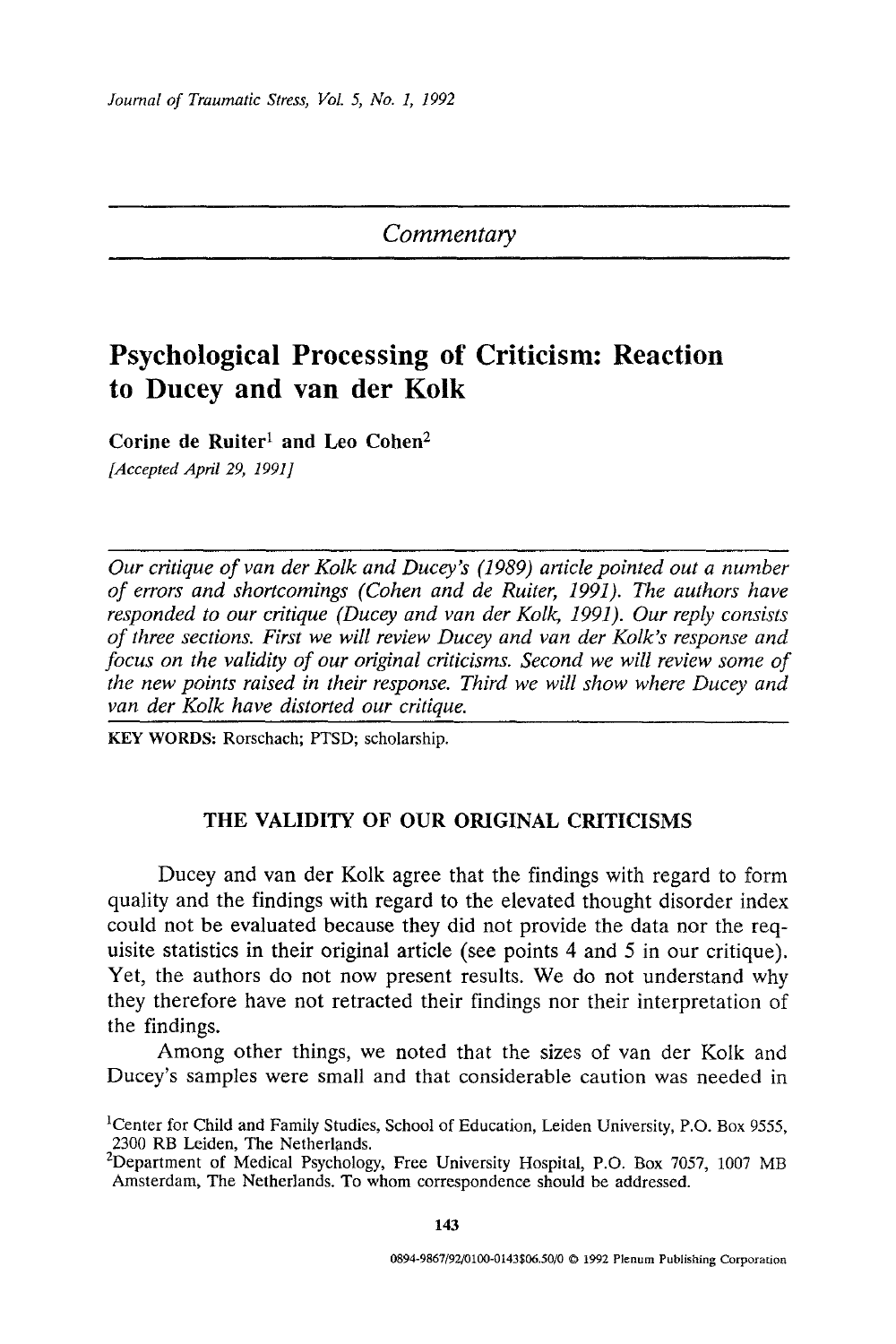## Commentary

# Psychological Processing of Criticism: Reaction to Ducey and van der Kolk

**Corine de Ruiter**[1] **and Leo Cohen**[2]

*[Accepted April 29, 1991]*

---

*Our critique of van der Kolk and Ducey's (1989) article pointed out a number of errors and shortcomings (Cohen and de Ruiter, 1991). The authors have responded to our critique (Ducey and van der Kolk, 1991). Our reply consists of three sections. First we will review Ducey and van der Kolk's response and focus on the validity of our original criticisms. Second we will review some of the new points raised in their response. Third we will show where Ducey and van der Kolk have distorted our critique.*

---

**KEY WORDS:** Rorschach; PTSD; scholarship.

## THE VALIDITY OF OUR ORIGINAL CRITICISMS

Ducey and van der Kolk agree that the findings with regard to form quality and the findings with regard to the elevated thought disorder index could not be evaluated because they did not provide the data nor the requisite statistics in their original article (see points 4 and 5 in our critique). Yet, the authors do not now present results. We do not understand why they therefore have not retracted their findings nor their interpretation of the findings.

Among other things, we noted that the sizes of van der Kolk and Ducey's samples were small and that considerable caution was needed in

---

[1] Center for Child and Family Studies, School of Education, Leiden University, P.O. Box 9555, 2300 RB Leiden, The Netherlands.

[2] Department of Medical Psychology, Free University Hospital, P.O. Box 7057, 1007 MB Amsterdam, The Netherlands. To whom correspondence should be addressed.

0894-9867/92/0100-0143$06.50/0 © 1992 Plenum Publishing Corporation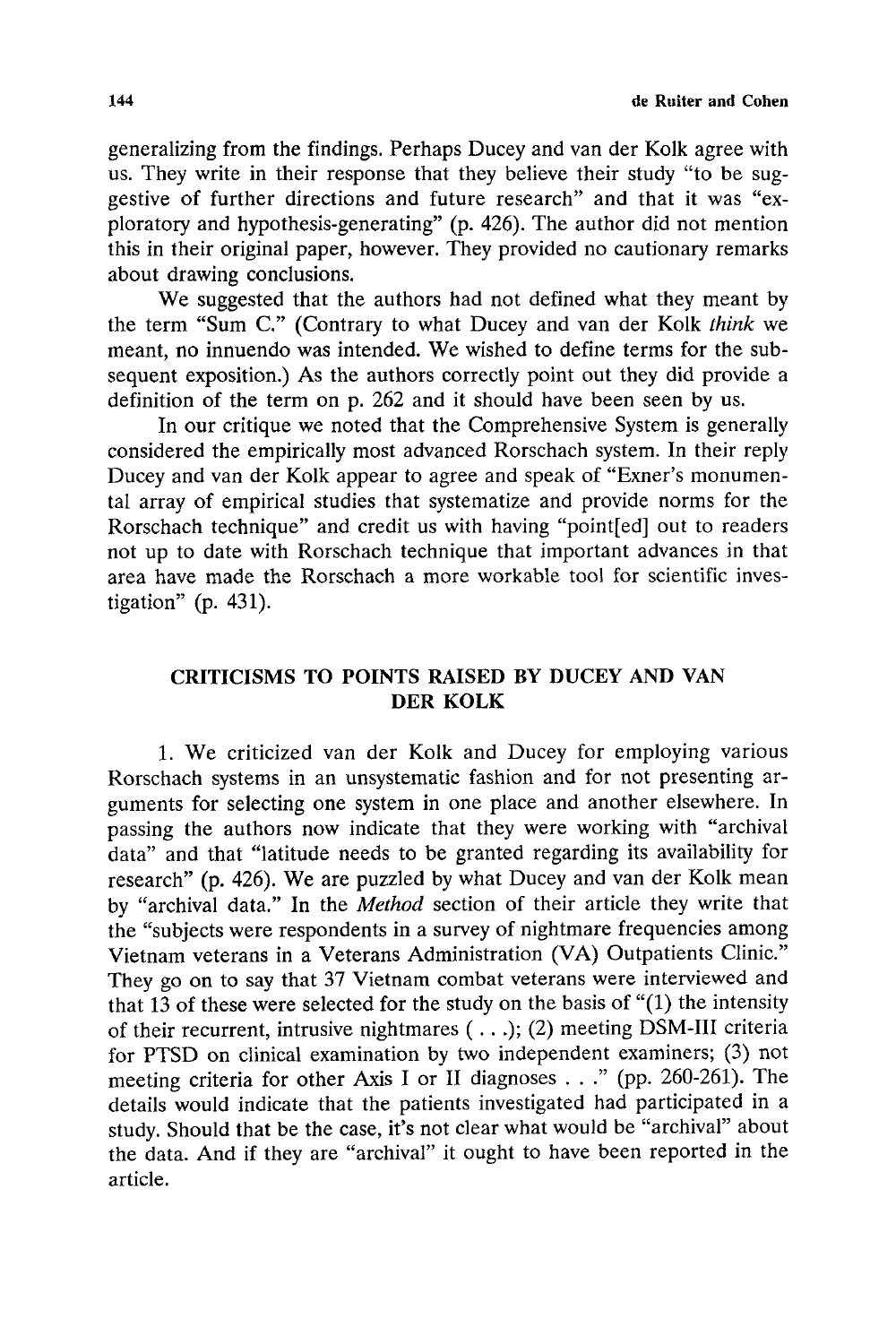generalizing from the findings. Perhaps Ducey and van der Kolk agree with us. They write in their response that they believe their study "to be suggestive of further directions and future research" and that it was "exploratory and hypothesis-generating" (p. 426). The author did not mention this in their original paper, however. They provided no cautionary remarks about drawing conclusions.

We suggested that the authors had not defined what they meant by the term "Sum C." (Contrary to what Ducey and van der Kolk *think* we meant, no innuendo was intended. We wished to define terms for the subsequent exposition.) As the authors correctly point out they did provide a definition of the term on p. 262 and it should have been seen by us.

In our critique we noted that the Comprehensive System is generally considered the empirically most advanced Rorschach system. In their reply Ducey and van der Kolk appear to agree and speak of "Exner's monumental array of empirical studies that systematize and provide norms for the Rorschach technique" and credit us with having "point[ed] out to readers not up to date with Rorschach technique that important advances in that area have made the Rorschach a more workable tool for scientific investigation" (p. 431).

## CRITICISMS TO POINTS RAISED BY DUCEY AND VAN DER KOLK

1. We criticized van der Kolk and Ducey for employing various Rorschach systems in an unsystematic fashion and for not presenting arguments for selecting one system in one place and another elsewhere. In passing the authors now indicate that they were working with "archival data" and that "latitude needs to be granted regarding its availability for research" (p. 426). We are puzzled by what Ducey and van der Kolk mean by "archival data." In the *Method* section of their article they write that the "subjects were respondents in a survey of nightmare frequencies among Vietnam veterans in a Veterans Administration (VA) Outpatients Clinic." They go on to say that 37 Vietnam combat veterans were interviewed and that 13 of these were selected for the study on the basis of "(1) the intensity of their recurrent, intrusive nightmares ( . . .); (2) meeting DSM-III criteria for PTSD on clinical examination by two independent examiners; (3) not meeting criteria for other Axis I or II diagnoses . . ." (pp. 260-261). The details would indicate that the patients investigated had participated in a study. Should that be the case, it's not clear what would be "archival" about the data. And if they are "archival" it ought to have been reported in the article.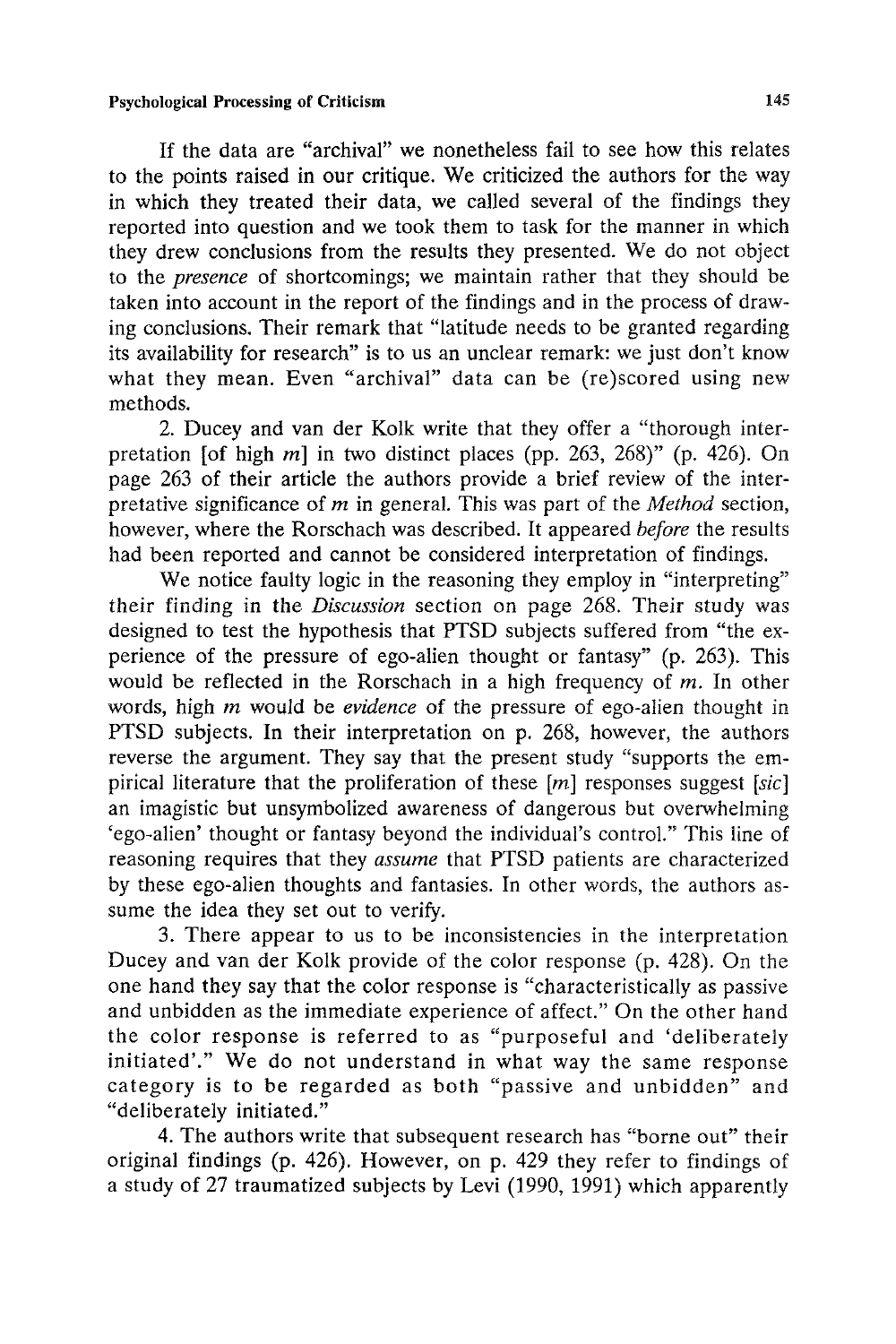If the data are "archival" we nonetheless fail to see how this relates to the points raised in our critique. We criticized the authors for the way in which they treated their data, we called several of the findings they reported into question and we took them to task for the manner in which they drew conclusions from the results they presented. We do not object to the *presence* of shortcomings; we maintain rather that they should be taken into account in the report of the findings and in the process of drawing conclusions. Their remark that "latitude needs to be granted regarding its availability for research" is to us an unclear remark: we just don't know what they mean. Even "archival" data can be (re)scored using new methods.

2. Ducey and van der Kolk write that they offer a "thorough interpretation [of high *m*] in two distinct places (pp. 263, 268)" (p. 426). On page 263 of their article the authors provide a brief review of the interpretative significance of *m* in general. This was part of the *Method* section, however, where the Rorschach was described. It appeared *before* the results had been reported and cannot be considered interpretation of findings.

We notice faulty logic in the reasoning they employ in "interpreting" their finding in the *Discussion* section on page 268. Their study was designed to test the hypothesis that PTSD subjects suffered from "the experience of the pressure of ego-alien thought or fantasy" (p. 263). This would be reflected in the Rorschach in a high frequency of *m*. In other words, high *m* would be *evidence* of the pressure of ego-alien thought in PTSD subjects. In their interpretation on p. 268, however, the authors reverse the argument. They say that the present study "supports the empirical literature that the proliferation of these [*m*] responses suggest [*sic*] an imagistic but unsymbolized awareness of dangerous but overwhelming 'ego-alien' thought or fantasy beyond the individual's control." This line of reasoning requires that they *assume* that PTSD patients are characterized by these ego-alien thoughts and fantasies. In other words, the authors assume the idea they set out to verify.

3. There appear to us to be inconsistencies in the interpretation Ducey and van der Kolk provide of the color response (p. 428). On the one hand they say that the color response is "characteristically as passive and unbidden as the immediate experience of affect." On the other hand the color response is referred to as "purposeful and 'deliberately initiated'." We do not understand in what way the same response category is to be regarded as both "passive and unbidden" and "deliberately initiated."

4. The authors write that subsequent research has "borne out" their original findings (p. 426). However, on p. 429 they refer to findings of a study of 27 traumatized subjects by Levi (1990, 1991) which apparently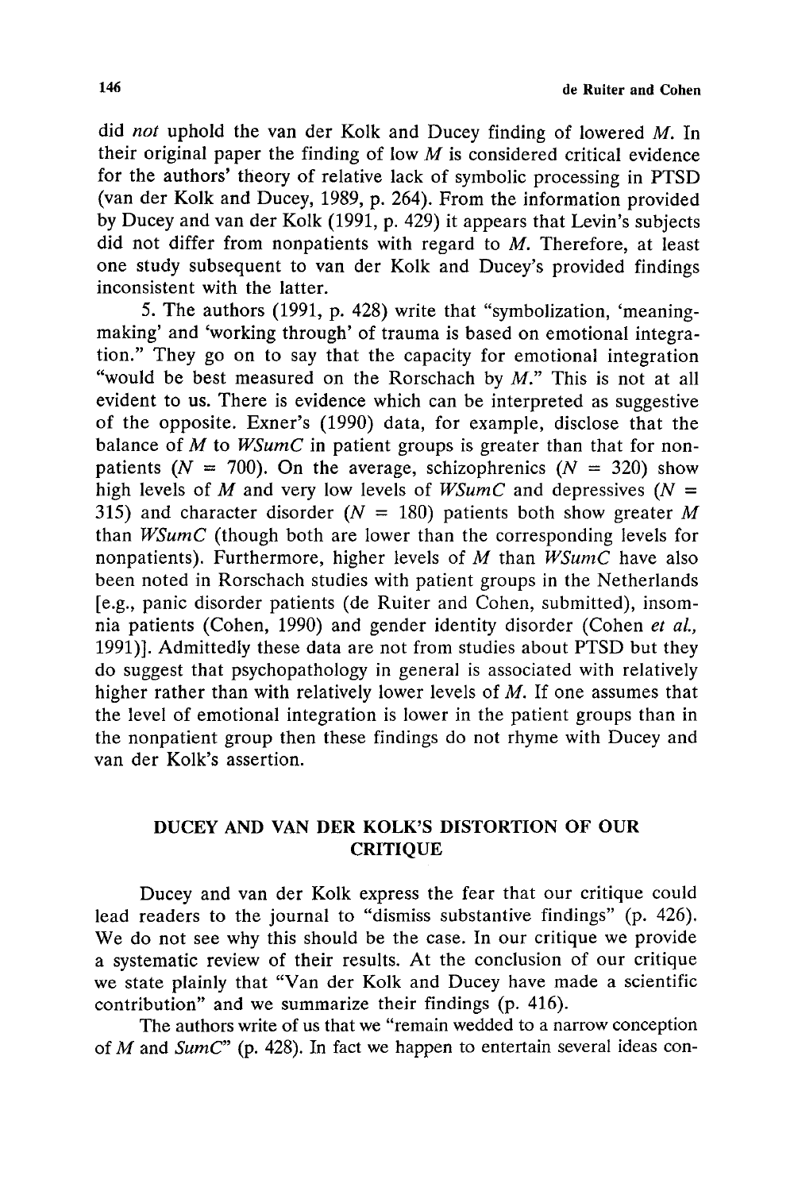did *not* uphold the van der Kolk and Ducey finding of lowered *M*. In their original paper the finding of low *M* is considered critical evidence for the authors' theory of relative lack of symbolic processing in PTSD (van der Kolk and Ducey, 1989, p. 264). From the information provided by Ducey and van der Kolk (1991, p. 429) it appears that Levin's subjects did not differ from nonpatients with regard to *M*. Therefore, at least one study subsequent to van der Kolk and Ducey's provided findings inconsistent with the latter.

5. The authors (1991, p. 428) write that "symbolization, 'meaning-making' and 'working through' of trauma is based on emotional integration." They go on to say that the capacity for emotional integration "would be best measured on the Rorschach by *M*." This is not at all evident to us. There is evidence which can be interpreted as suggestive of the opposite. Exner's (1990) data, for example, disclose that the balance of *M* to *WSumC* in patient groups is greater than that for nonpatients ($N = 700$). On the average, schizophrenics ($N = 320$) show high levels of *M* and very low levels of *WSumC* and depressives ($N = 315$) and character disorder ($N = 180$) patients both show greater *M* than *WSumC* (though both are lower than the corresponding levels for nonpatients). Furthermore, higher levels of *M* than *WSumC* have also been noted in Rorschach studies with patient groups in the Netherlands [e.g., panic disorder patients (de Ruiter and Cohen, submitted), insomnia patients (Cohen, 1990) and gender identity disorder (Cohen *et al.*, 1991)]. Admittedly these data are not from studies about PTSD but they do suggest that psychopathology in general is associated with relatively higher rather than with relatively lower levels of *M*. If one assumes that the level of emotional integration is lower in the patient groups than in the nonpatient group then these findings do not rhyme with Ducey and van der Kolk's assertion.

## DUCEY AND VAN DER KOLK'S DISTORTION OF OUR CRITIQUE

Ducey and van der Kolk express the fear that our critique could lead readers to the journal to "dismiss substantive findings" (p. 426). We do not see why this should be the case. In our critique we provide a systematic review of their results. At the conclusion of our critique we state plainly that "Van der Kolk and Ducey have made a scientific contribution" and we summarize their findings (p. 416).

The authors write of us that we "remain wedded to a narrow conception of *M* and *SumC*" (p. 428). In fact we happen to entertain several ideas con-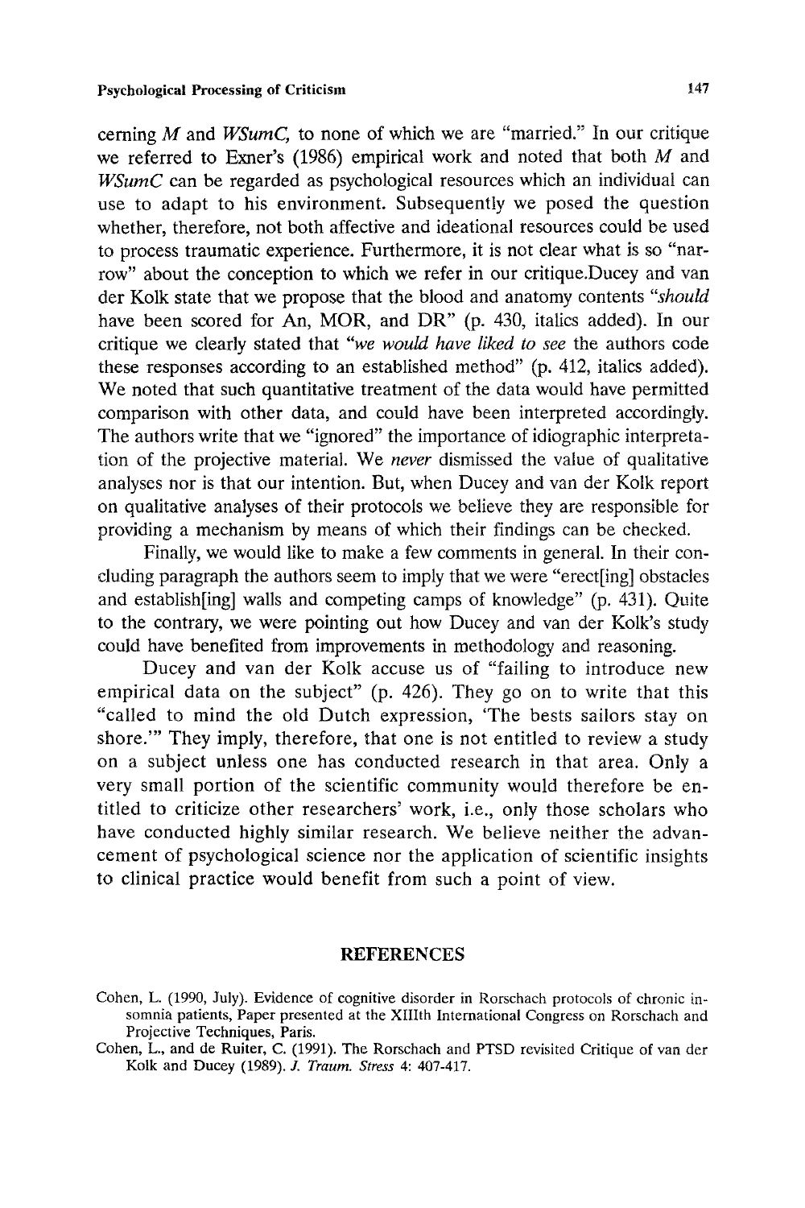cerning *M* and *WSumC*, to none of which we are "married." In our critique we referred to Exner's (1986) empirical work and noted that both *M* and *WSumC* can be regarded as psychological resources which an individual can use to adapt to his environment. Subsequently we posed the question whether, therefore, not both affective and ideational resources could be used to process traumatic experience. Furthermore, it is not clear what is so "narrow" about the conception to which we refer in our critique.Ducey and van der Kolk state that we propose that the blood and anatomy contents "*should* have been scored for An, MOR, and DR" (p. 430, italics added). In our critique we clearly stated that "*we would have liked to see* the authors code these responses according to an established method" (p. 412, italics added). We noted that such quantitative treatment of the data would have permitted comparison with other data, and could have been interpreted accordingly. The authors write that we "ignored" the importance of idiographic interpretation of the projective material. We *never* dismissed the value of qualitative analyses nor is that our intention. But, when Ducey and van der Kolk report on qualitative analyses of their protocols we believe they are responsible for providing a mechanism by means of which their findings can be checked.

Finally, we would like to make a few comments in general. In their concluding paragraph the authors seem to imply that we were "erect[ing] obstacles and establish[ing] walls and competing camps of knowledge" (p. 431). Quite to the contrary, we were pointing out how Ducey and van der Kolk's study could have benefited from improvements in methodology and reasoning.

Ducey and van der Kolk accuse us of "failing to introduce new empirical data on the subject" (p. 426). They go on to write that this "called to mind the old Dutch expression, 'The bests sailors stay on shore.'" They imply, therefore, that one is not entitled to review a study on a subject unless one has conducted research in that area. Only a very small portion of the scientific community would therefore be entitled to criticize other researchers' work, i.e., only those scholars who have conducted highly similar research. We believe neither the advancement of psychological science nor the application of scientific insights to clinical practice would benefit from such a point of view.

## REFERENCES

Cohen, L. (1990, July). Evidence of cognitive disorder in Rorschach protocols of chronic insomnia patients, Paper presented at the XIIIth International Congress on Rorschach and Projective Techniques, Paris.

Cohen, L., and de Ruiter, C. (1991). The Rorschach and PTSD revisited Critique of van der Kolk and Ducey (1989). *J. Traum. Stress* 4: 407-417.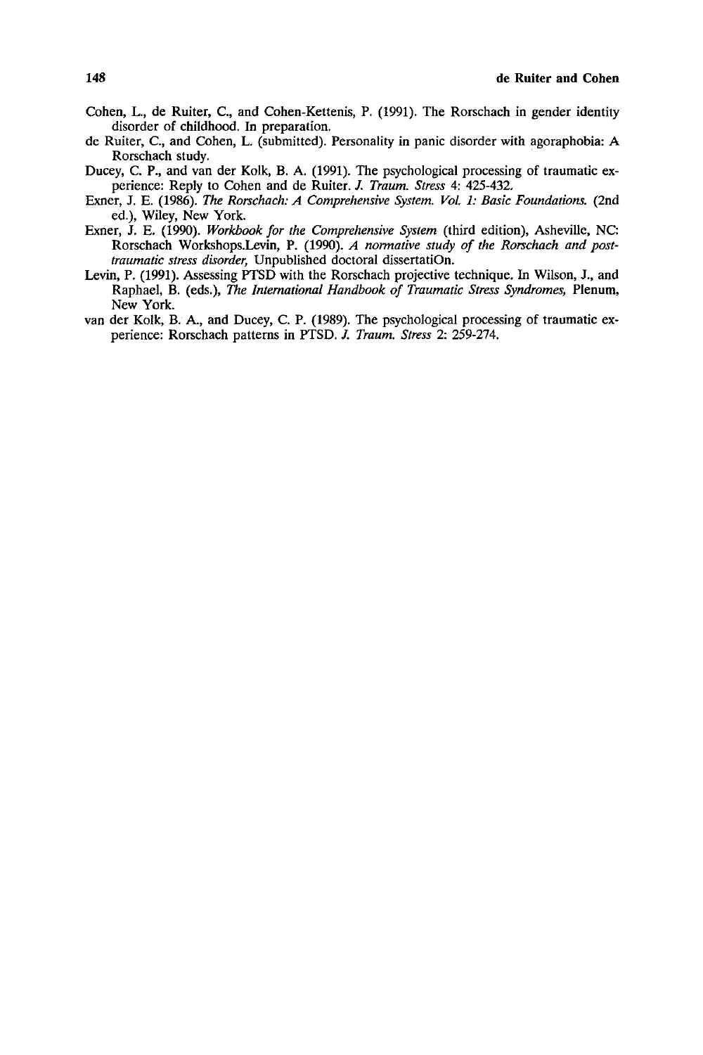Cohen, L., de Ruiter, C., and Cohen-Kettenis, P. (1991). The Rorschach in gender identity disorder of childhood. In preparation.

de Ruiter, C., and Cohen, L. (submitted). Personality in panic disorder with agoraphobia: A Rorschach study.

Ducey, C. P., and van der Kolk, B. A. (1991). The psychological processing of traumatic experience: Reply to Cohen and de Ruiter. *J. Traum. Stress* 4: 425-432.

Exner, J. E. (1986). *The Rorschach: A Comprehensive System. Vol. 1: Basic Foundations.* (2nd ed.), Wiley, New York.

Exner, J. E. (1990). *Workbook for the Comprehensive System* (third edition), Asheville, NC: Rorschach Workshops.Levin, P. (1990). *A normative study of the Rorschach and post-traumatic stress disorder,* Unpublished doctoral dissertatiOn.

Levin, P. (1991). Assessing PTSD with the Rorschach projective technique. In Wilson, J., and Raphael, B. (eds.), *The International Handbook of Traumatic Stress Syndromes,* Plenum, New York.

van der Kolk, B. A., and Ducey, C. P. (1989). The psychological processing of traumatic experience: Rorschach patterns in PTSD. *J. Traum. Stress* 2: 259-274.